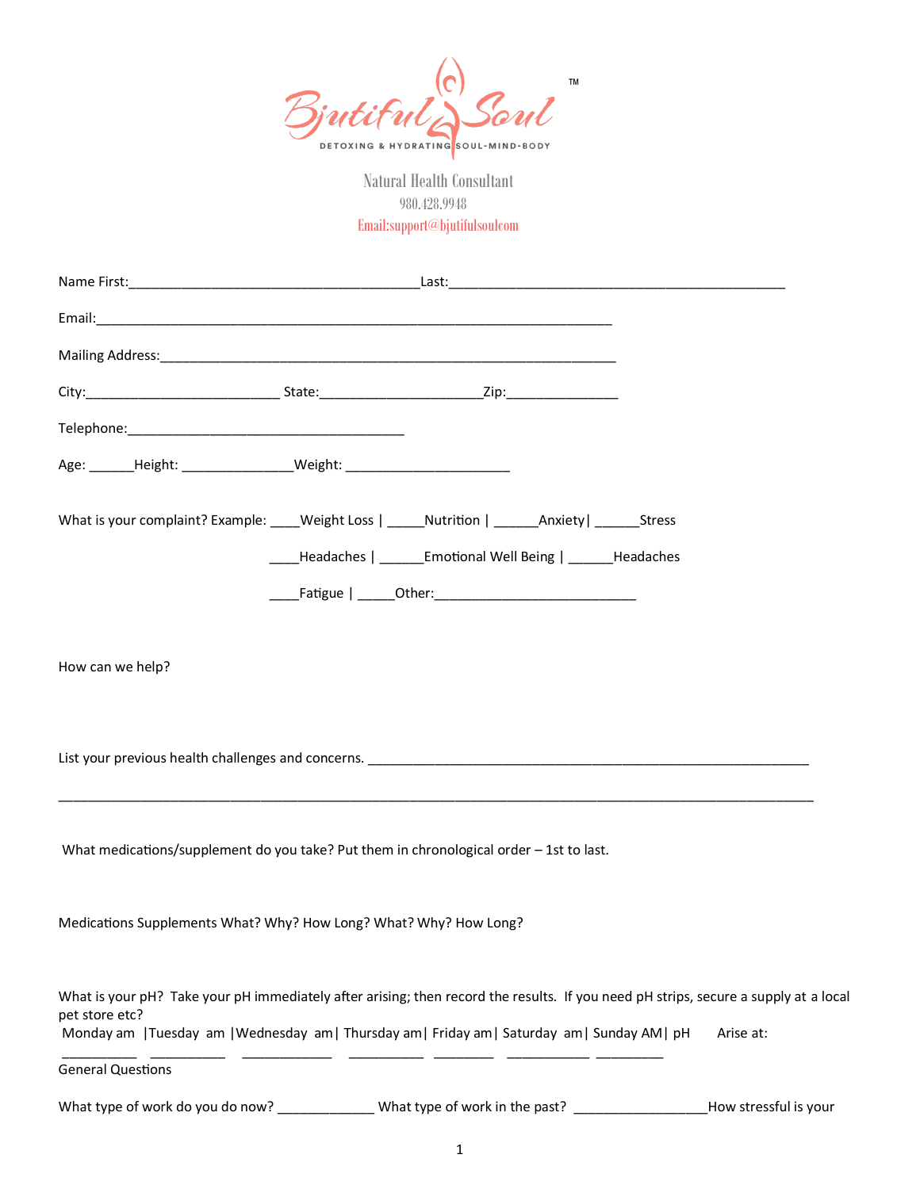Bjutiful Soul™

DETOXING & HYDRATING SOUL-MIND-BODY

Natural Health Consultant

980.428.9948

Email:support@bjutifulsoulcom

Name First:_______________________________________Last:_____________________________________________

Email:_____________________________________________________________________

Mailing Address:_____________________________________________________________

City:__________________________ State:______________________Zip:_______________

Telephone:______________________________________

Age: ______Height: _______________Weight: ______________________

What is your complaint? Example: ____Weight Loss | _____Nutrition | ______Anxiety| ______Stress

____Headaches | ______Emotional Well Being | ______Headaches

____Fatigue | _____Other:___________________________

How can we help?

List your previous health challenges and concerns. ___________________________________________________________

_____________________________________________________________________________________________________

What medications/supplement do you take? Put them in chronological order – 1st to last.

Medications Supplements What? Why? How Long? What? Why? How Long?

What is your pH? Take your pH immediately after arising; then record the results. If you need pH strips, secure a supply at a local pet store etc?

| Monday am | Tuesday am | Wednesday am | Thursday am | Friday am | Saturday am | Sunday AM | pH | Arise at: |
|---|---|---|---|---|---|---|---|---|
| __________ | __________ | ____________ | __________ | ________ | ___________ | _________ | | |

General Questions

What type of work do you do now? _____________ What type of work in the past? __________________How stressful is your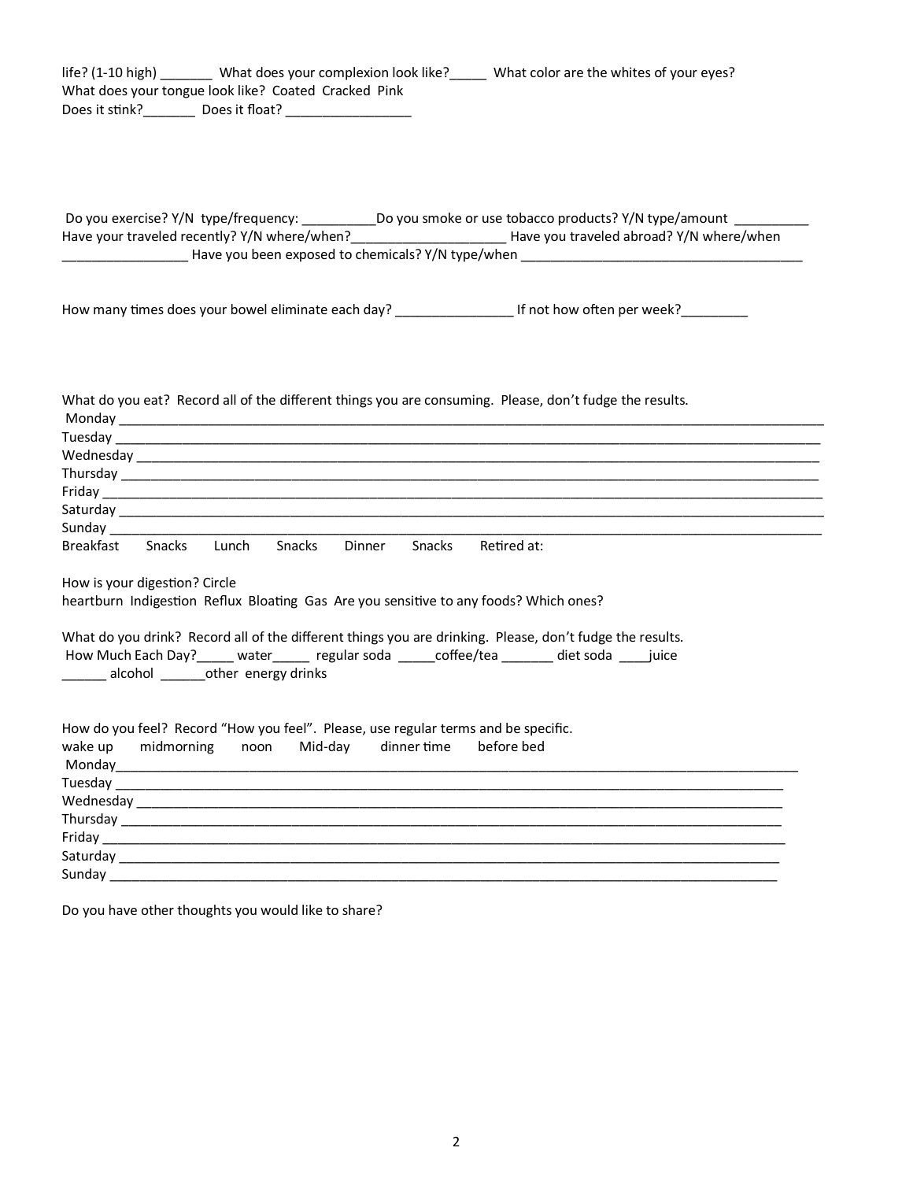life? (1-10 high) _______ What does your complexion look like?_____ What color are the whites of your eyes?
What does your tongue look like? Coated Cracked Pink
Does it stink?_______ Does it float? _________________

Do you exercise? Y/N type/frequency: __________Do you smoke or use tobacco products? Y/N type/amount __________
Have your traveled recently? Y/N where/when?_____________________ Have you traveled abroad? Y/N where/when _________________ Have you been exposed to chemicals? Y/N type/when _______________________________________

How many times does your bowel eliminate each day? ________________ If not how often per week?_________

What do you eat? Record all of the different things you are consuming. Please, don't fudge the results.
Monday ______________________________________________________________________________________
Tuesday ______________________________________________________________________________________
Wednesday ____________________________________________________________________________________
Thursday _____________________________________________________________________________________
Friday _______________________________________________________________________________________
Saturday _____________________________________________________________________________________
Sunday _______________________________________________________________________________________
Breakfast Snacks Lunch Snacks Dinner Snacks Retired at:

How is your digestion? Circle
heartburn Indigestion Reflux Bloating Gas Are you sensitive to any foods? Which ones?

What do you drink? Record all of the different things you are drinking. Please, don't fudge the results.
How Much Each Day?_____ water_____ regular soda _____coffee/tea _______ diet soda ____juice
______ alcohol ______other energy drinks

How do you feel? Record "How you feel". Please, use regular terms and be specific.
wake up midmorning noon Mid-day dinner time before bed
Monday______________________________________________________________________________________
Tuesday _____________________________________________________________________________________
Wednesday ___________________________________________________________________________________
Thursday ____________________________________________________________________________________
Friday ______________________________________________________________________________________
Saturday ____________________________________________________________________________________
Sunday ______________________________________________________________________________________

Do you have other thoughts you would like to share?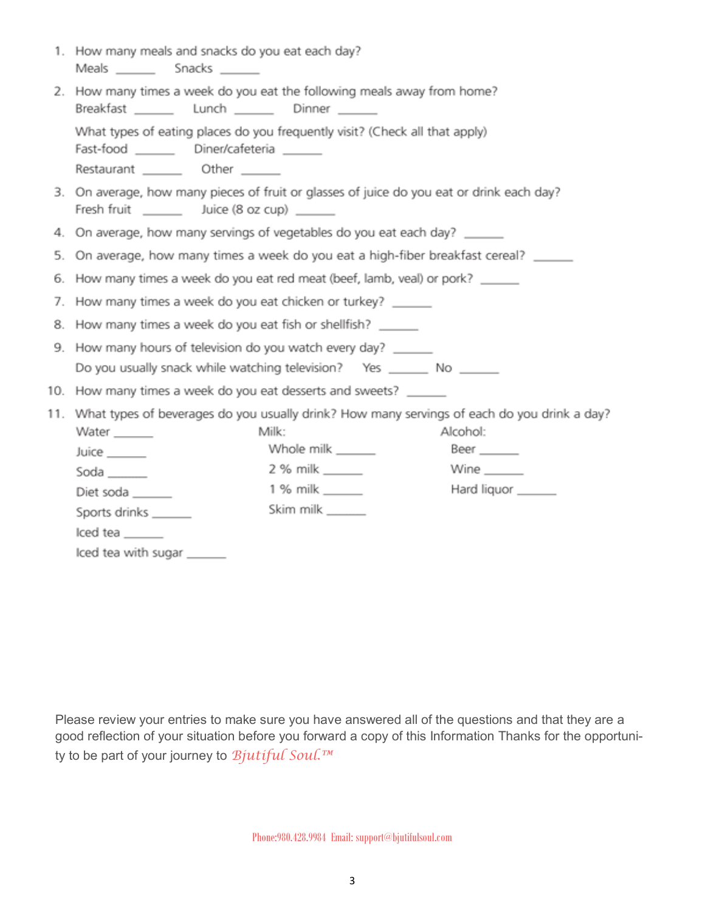1. How many meals and snacks do you eat each day?
   Meals ______ Snacks ______
2. How many times a week do you eat the following meals away from home?
   Breakfast ______ Lunch ______ Dinner ______

   What types of eating places do you frequently visit? (Check all that apply)
   Fast-food ______ Diner/cafeteria ______
   Restaurant ______ Other ______
3. On average, how many pieces of fruit or glasses of juice do you eat or drink each day?
   Fresh fruit ______ Juice (8 oz cup) ______
4. On average, how many servings of vegetables do you eat each day? ______
5. On average, how many times a week do you eat a high-fiber breakfast cereal? ______
6. How many times a week do you eat red meat (beef, lamb, veal) or pork? ______
7. How many times a week do you eat chicken or turkey? ______
8. How many times a week do you eat fish or shellfish? ______
9. How many hours of television do you watch every day? ______
   Do you usually snack while watching television? Yes ______ No ______
10. How many times a week do you eat desserts and sweets? ______
11. What types of beverages do you usually drink? How many servings of each do you drink a day?

    Water ______
    Juice ______
    Soda ______
    Diet soda ______
    Sports drinks ______
    Iced tea ______
    Iced tea with sugar ______

    Milk:
    - Whole milk ______
    - 2 % milk ______
    - 1 % milk ______
    - Skim milk ______

    Alcohol:
    - Beer ______
    - Wine ______
    - Hard liquor ______

Please review your entries to make sure you have answered all of the questions and that they are a good reflection of your situation before you forward a copy of this Information Thanks for the opportunity to be part of your journey to *Bjutiful Soul.™*

Phone:980.428.9984 Email: support@bjutifulsoul.com